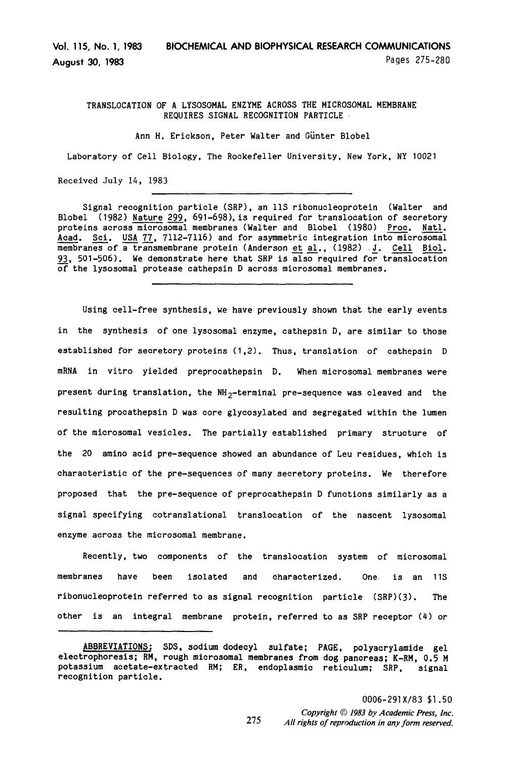# TRANSLOCATION OF A LYSOSOMAL ENZYME ACROSS THE MICROSOMAL MEMBRANE REQUIRES SIGNAL RECOGNITION PARTICLE

Ann H. Erickson, Peter Walter and Günter Blobel

Laboratory of Cell Biology, The Rockefeller University, New York, NY 10021

Received July 14, 1983

Signal recognition particle (SRP), an 11S ribonucleoprotein (Walter and Blobel (1982) Nature 299, 691-698), is required for translocation of secretory proteins across microsomal membranes (Walter and Blobel (1980) Proc. Natl. Acad. Sci. USA 77, 7112-7116) and for asymmetric integration into microsomal membranes of a transmembrane protein (Anderson et al., (1982) J. Cell Biol. 93, 501-506). We demonstrate here that SRP is also required for translocation of the lysosomal protease cathepsin D across microsomal membranes.

Using cell-free synthesis, we have previously shown that the early events in the synthesis of one lysosomal enzyme, cathepsin D, are similar to those established for secretory proteins (1,2). Thus, translation of cathepsin D mRNA in vitro yielded preprocathepsin D. When microsomal membranes were present during translation, the $NH_2$-terminal pre-sequence was cleaved and the resulting procathepsin D was core glycosylated and segregated within the lumen of the microsomal vesicles. The partially established primary structure of the 20 amino acid pre-sequence showed an abundance of Leu residues, which is characteristic of the pre-sequences of many secretory proteins. We therefore proposed that the pre-sequence of preprocathepsin D functions similarly as a signal specifying cotranslational translocation of the nascent lysosomal enzyme across the microsomal membrane.

Recently, two components of the translocation system of microsomal membranes have been isolated and characterized. One is an 11S ribonucleoprotein referred to as signal recognition particle (SRP)(3). The other is an integral membrane protein, referred to as SRP receptor (4) or

---

ABBREVIATIONS: SDS, sodium dodecyl sulfate; PAGE, polyacrylamide gel electrophoresis; RM, rough microsomal membranes from dog pancreas; K-RM, 0.5 M potassium acetate-extracted RM; ER, endoplasmic reticulum; SRP, signal recognition particle.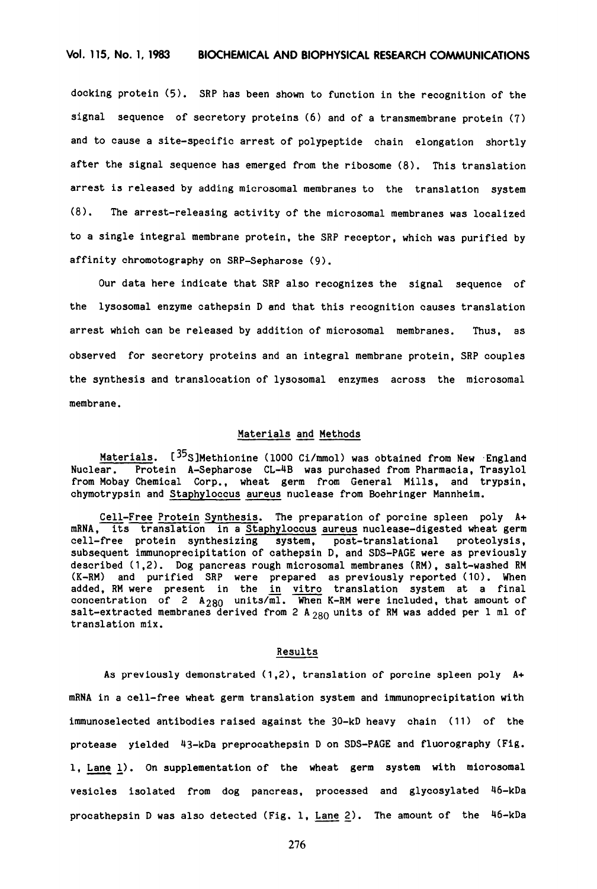docking protein (5). SRP has been shown to function in the recognition of the signal sequence of secretory proteins (6) and of a transmembrane protein (7) and to cause a site-specific arrest of polypeptide chain elongation shortly after the signal sequence has emerged from the ribosome (8). This translation arrest is released by adding microsomal membranes to the translation system (8). The arrest-releasing activity of the microsomal membranes was localized to a single integral membrane protein, the SRP receptor, which was purified by affinity chromotography on SRP-Sepharose (9).

Our data here indicate that SRP also recognizes the signal sequence of the lysosomal enzyme cathepsin D and that this recognition causes translation arrest which can be released by addition of microsomal membranes. Thus, as observed for secretory proteins and an integral membrane protein, SRP couples the synthesis and translocation of lysosomal enzymes across the microsomal membrane.

## Materials and Methods

**Materials.** [$^{35}$S]Methionine (1000 Ci/mmol) was obtained from New England Nuclear. Protein A-Sepharose CL-4B was purchased from Pharmacia, Trasylol from Mobay Chemical Corp., wheat germ from General Mills, and trypsin, chymotrypsin and *Staphyloccus aureus* nuclease from Boehringer Mannheim.

**Cell-Free Protein Synthesis.** The preparation of porcine spleen poly A+ mRNA, its translation in a *Staphyloccus aureus* nuclease-digested wheat germ cell-free protein synthesizing system, post-translational proteolysis, subsequent immunoprecipitation of cathepsin D, and SDS-PAGE were as previously described (1,2). Dog pancreas rough microsomal membranes (RM), salt-washed RM (K-RM) and purified SRP were prepared as previously reported (10). When added, RM were present in the *in vitro* translation system at a final concentration of 2 $A_{280}$ units/ml. When K-RM were included, that amount of salt-extracted membranes derived from 2 $A_{280}$ units of RM was added per 1 ml of translation mix.

## Results

As previously demonstrated (1,2), translation of porcine spleen poly A+ mRNA in a cell-free wheat germ translation system and immunoprecipitation with immunoselected antibodies raised against the 30-kD heavy chain (11) of the protease yielded 43-kDa preprocathepsin D on SDS-PAGE and fluorography (Fig. 1, Lane 1). On supplementation of the wheat germ system with microsomal vesicles isolated from dog pancreas, processed and glycosylated 46-kDa procathepsin D was also detected (Fig. 1, Lane 2). The amount of the 46-kDa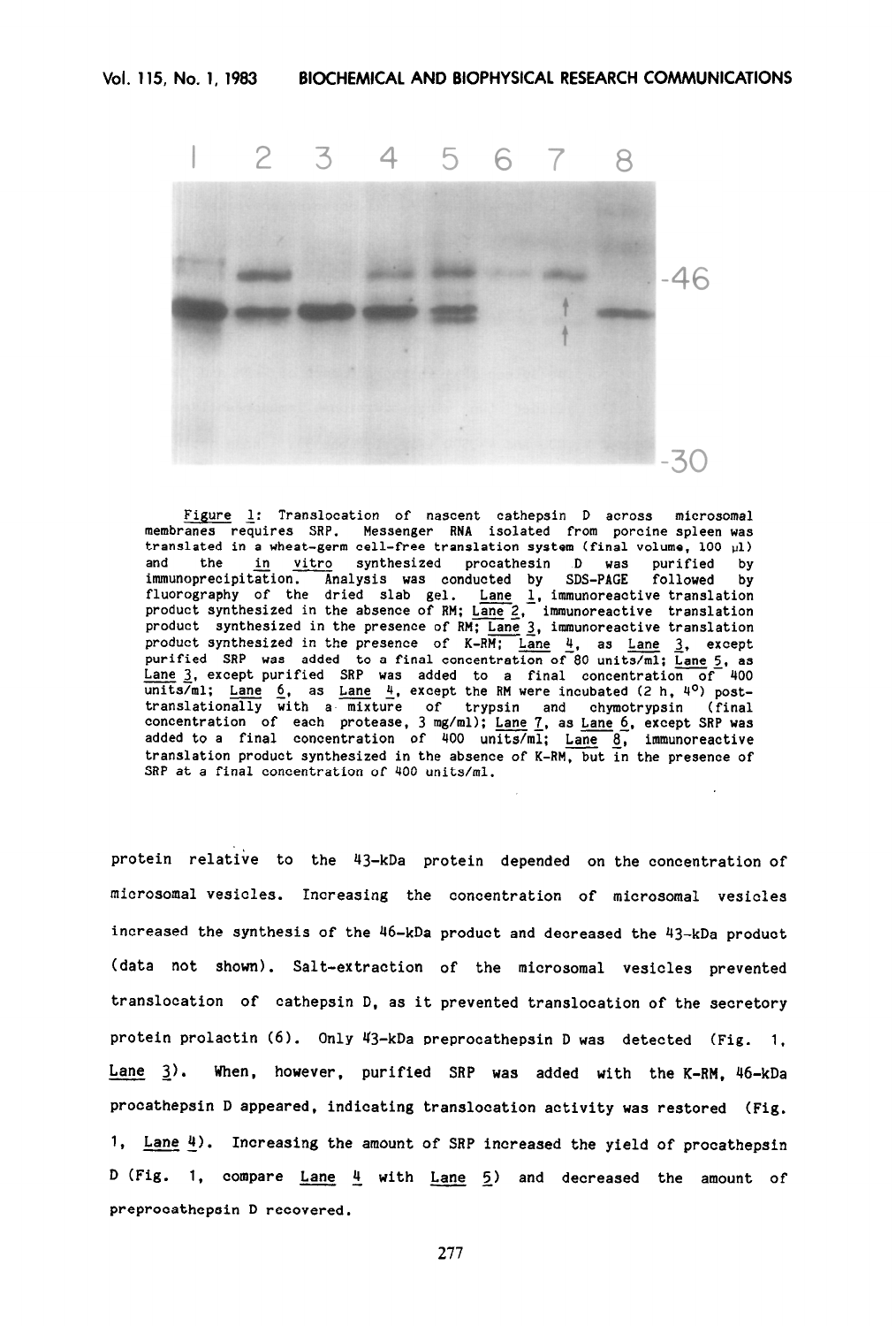Figure 1: Translocation of nascent cathepsin D across microsomal membranes requires SRP. Messenger RNA isolated from porcine spleen was translated in a wheat-germ cell-free translation system (final volume, 100 μl) and the *in vitro* synthesized procathesin D was purified by immunoprecipitation. Analysis was conducted by SDS-PAGE followed by fluorography of the dried slab gel. Lane 1, immunoreactive translation product synthesized in the absence of RM; Lane 2, immunoreactive translation product synthesized in the presence of RM; Lane 3, immunoreactive translation product synthesized in the presence of K-RM; Lane 4, as Lane 3, except purified SRP was added to a final concentration of 80 units/ml; Lane 5, as Lane 3, except purified SRP was added to a final concentration of 400 units/ml; Lane 6, as Lane 4, except the RM were incubated (2 h, 4°) post-translationally with a mixture of trypsin and chymotrypsin (final concentration of each protease, 3 mg/ml); Lane 7, as Lane 6, except SRP was added to a final concentration of 400 units/ml; Lane 8, immunoreactive translation product synthesized in the absence of K-RM, but in the presence of SRP at a final concentration of 400 units/ml.

protein relative to the 43-kDa protein depended on the concentration of microsomal vesicles. Increasing the concentration of microsomal vesicles increased the synthesis of the 46-kDa product and decreased the 43-kDa product (data not shown). Salt-extraction of the microsomal vesicles prevented translocation of cathepsin D, as it prevented translocation of the secretory protein prolactin (6). Only 43-kDa preprocathepsin D was detected (Fig. 1, Lane 3). When, however, purified SRP was added with the K-RM, 46-kDa procathepsin D appeared, indicating translocation activity was restored (Fig. 1, Lane 4). Increasing the amount of SRP increased the yield of procathepsin D (Fig. 1, compare Lane 4 with Lane 5) and decreased the amount of preprocathepsin D recovered.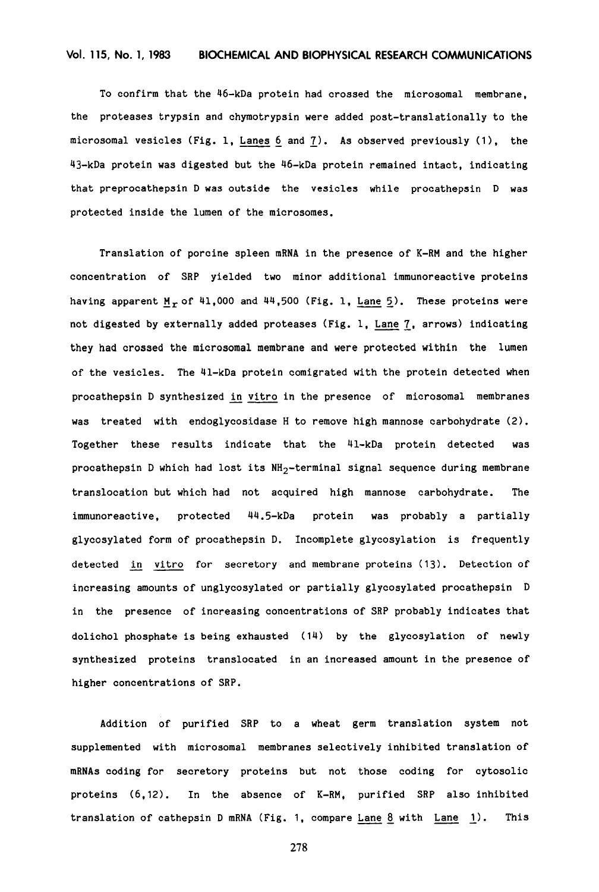To confirm that the 46-kDa protein had crossed the microsomal membrane, the proteases trypsin and chymotrypsin were added post-translationally to the microsomal vesicles (Fig. 1, _Lanes 6_ and _7_). As observed previously (1), the 43-kDa protein was digested but the 46-kDa protein remained intact, indicating that preprocathepsin D was outside the vesicles while procathepsin D was protected inside the lumen of the microsomes.

Translation of porcine spleen mRNA in the presence of K-RM and the higher concentration of SRP yielded two minor additional immunoreactive proteins having apparent $M_r$ of 41,000 and 44,500 (Fig. 1, _Lane 5_). These proteins were not digested by externally added proteases (Fig. 1, _Lane 7_, arrows) indicating they had crossed the microsomal membrane and were protected within the lumen of the vesicles. The 41-kDa protein comigrated with the protein detected when procathepsin D synthesized _in vitro_ in the presence of microsomal membranes was treated with endoglycosidase H to remove high mannose carbohydrate (2). Together these results indicate that the 41-kDa protein detected was procathepsin D which had lost its $NH_2$-terminal signal sequence during membrane translocation but which had not acquired high mannose carbohydrate. The immunoreactive, protected 44.5-kDa protein was probably a partially glycosylated form of procathepsin D. Incomplete glycosylation is frequently detected _in vitro_ for secretory and membrane proteins (13). Detection of increasing amounts of unglycosylated or partially glycosylated procathepsin D in the presence of increasing concentrations of SRP probably indicates that dolichol phosphate is being exhausted (14) by the glycosylation of newly synthesized proteins translocated in an increased amount in the presence of higher concentrations of SRP.

Addition of purified SRP to a wheat germ translation system not supplemented with microsomal membranes selectively inhibited translation of mRNAs coding for secretory proteins but not those coding for cytosolic proteins (6,12). In the absence of K-RM, purified SRP also inhibited translation of cathepsin D mRNA (Fig. 1, compare _Lane 8_ with _Lane 1_). This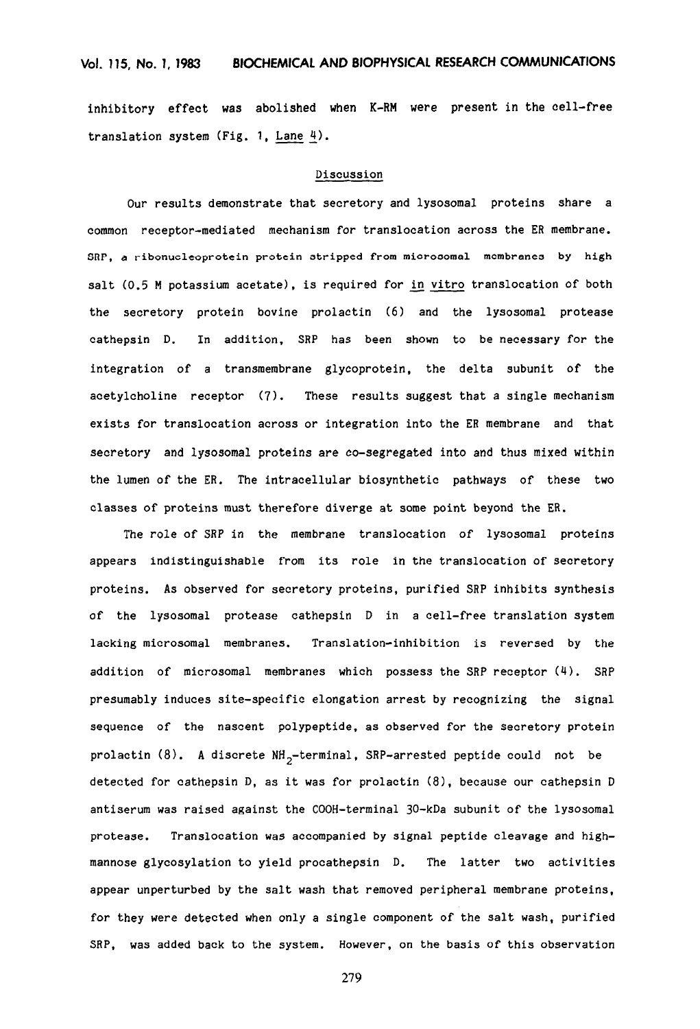inhibitory effect was abolished when K-RM were present in the cell-free translation system (Fig. 1, Lane 4).

## Discussion

Our results demonstrate that secretory and lysosomal proteins share a common receptor-mediated mechanism for translocation across the ER membrane. SRP, a ribonucleoprotein protein stripped from microsomal membranes by high salt (0.5 M potassium acetate), is required for *in vitro* translocation of both the secretory protein bovine prolactin (6) and the lysosomal protease cathepsin D. In addition, SRP has been shown to be necessary for the integration of a transmembrane glycoprotein, the delta subunit of the acetylcholine receptor (7). These results suggest that a single mechanism exists for translocation across or integration into the ER membrane and that secretory and lysosomal proteins are co-segregated into and thus mixed within the lumen of the ER. The intracellular biosynthetic pathways of these two classes of proteins must therefore diverge at some point beyond the ER.

The role of SRP in the membrane translocation of lysosomal proteins appears indistinguishable from its role in the translocation of secretory proteins. As observed for secretory proteins, purified SRP inhibits synthesis of the lysosomal protease cathepsin D in a cell-free translation system lacking microsomal membranes. Translation-inhibition is reversed by the addition of microsomal membranes which possess the SRP receptor (4). SRP presumably induces site-specific elongation arrest by recognizing the signal sequence of the nascent polypeptide, as observed for the secretory protein prolactin (8). A discrete $NH_2$-terminal, SRP-arrested peptide could not be detected for cathepsin D, as it was for prolactin (8), because our cathepsin D antiserum was raised against the COOH-terminal 30-kDa subunit of the lysosomal protease. Translocation was accompanied by signal peptide cleavage and high-mannose glycosylation to yield procathepsin D. The latter two activities appear unperturbed by the salt wash that removed peripheral membrane proteins, for they were detected when only a single component of the salt wash, purified SRP, was added back to the system. However, on the basis of this observation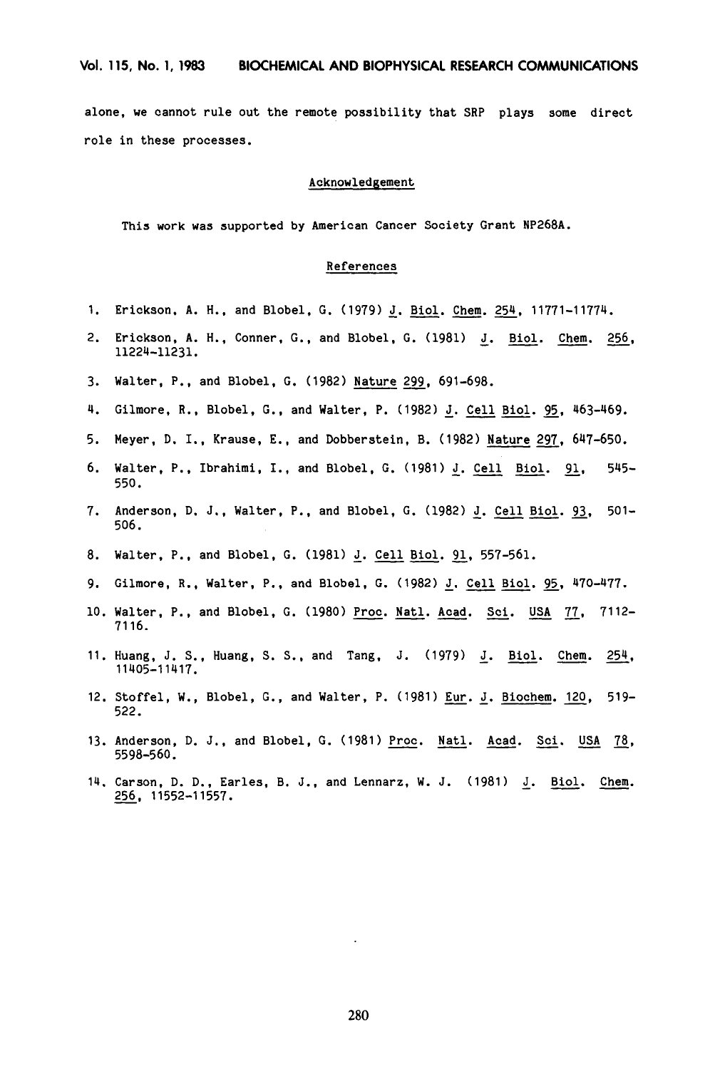alone, we cannot rule out the remote possibility that SRP plays some direct role in these processes.

## Acknowledgement

This work was supported by American Cancer Society Grant NP268A.

## References

1. Erickson, A. H., and Blobel, G. (1979) J. Biol. Chem. 254, 11771-11774.
2. Erickson, A. H., Conner, G., and Blobel, G. (1981) J. Biol. Chem. 256, 11224-11231.
3. Walter, P., and Blobel, G. (1982) Nature 299, 691-698.
4. Gilmore, R., Blobel, G., and Walter, P. (1982) J. Cell Biol. 95, 463-469.
5. Meyer, D. I., Krause, E., and Dobberstein, B. (1982) Nature 297, 647-650.
6. Walter, P., Ibrahimi, I., and Blobel, G. (1981) J. Cell Biol. 91, 545-550.
7. Anderson, D. J., Walter, P., and Blobel, G. (1982) J. Cell Biol. 93, 501-506.
8. Walter, P., and Blobel, G. (1981) J. Cell Biol. 91, 557-561.
9. Gilmore, R., Walter, P., and Blobel, G. (1982) J. Cell Biol. 95, 470-477.
10. Walter, P., and Blobel, G. (1980) Proc. Natl. Acad. Sci. USA 77, 7112-7116.
11. Huang, J. S., Huang, S. S., and Tang, J. (1979) J. Biol. Chem. 254, 11405-11417.
12. Stoffel, W., Blobel, G., and Walter, P. (1981) Eur. J. Biochem. 120, 519-522.
13. Anderson, D. J., and Blobel, G. (1981) Proc. Natl. Acad. Sci. USA 78, 5598-560.
14. Carson, D. D., Earles, B. J., and Lennarz, W. J. (1981) J. Biol. Chem. 256, 11552-11557.